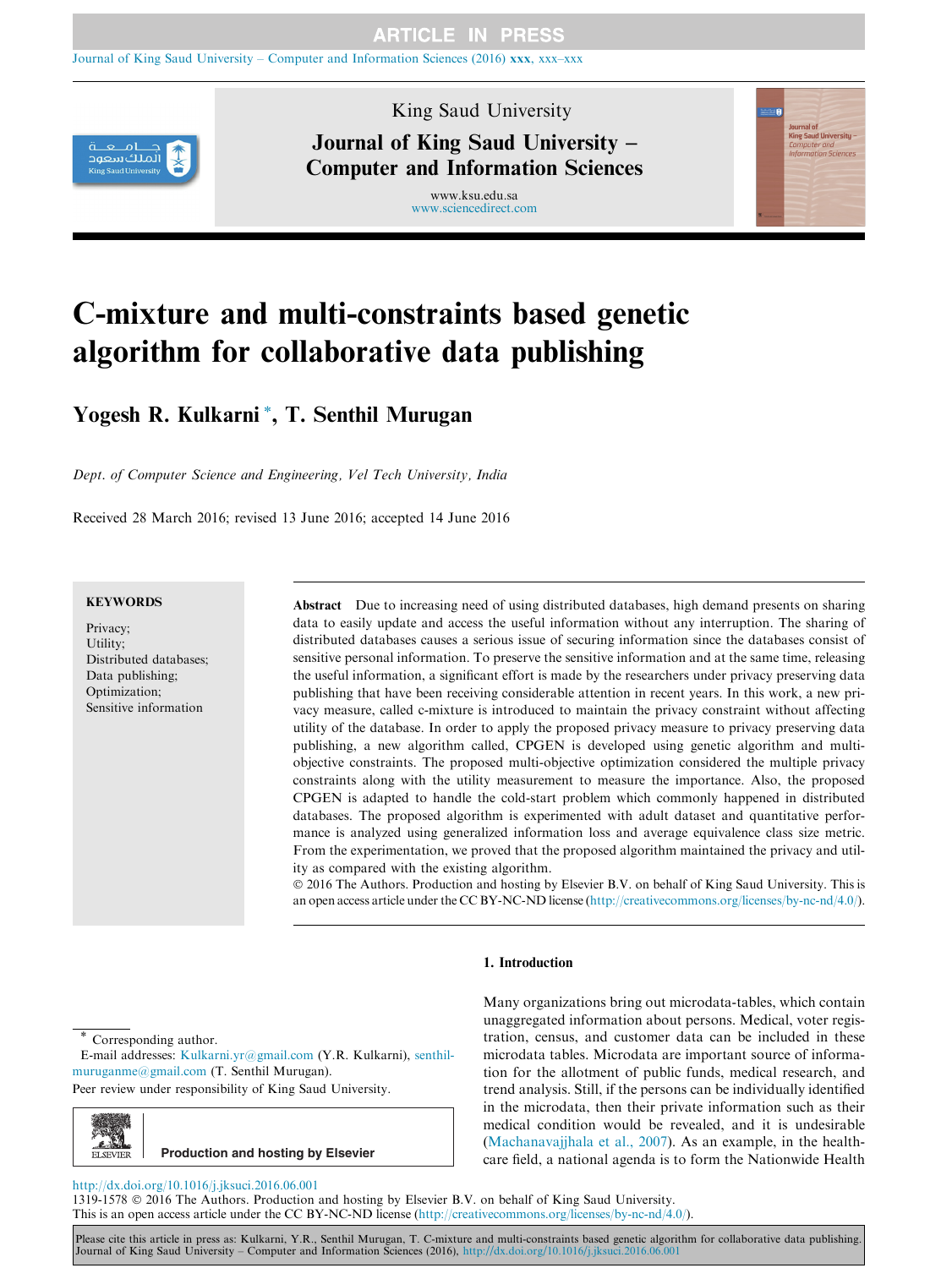# C-mixture and multi-constraints based genetic algorithm for collaborative data publishing

**Yogesh R. Kulkarni** *, **T. Senthil Murugan**

*Dept. of Computer Science and Engineering, Vel Tech University, India*

Received 28 March 2016; revised 13 June 2016; accepted 14 June 2016

**KEYWORDS**

Privacy;
Utility;
Distributed databases;
Data publishing;
Optimization;
Sensitive information

**Abstract** Due to increasing need of using distributed databases, high demand presents on sharing data to easily update and access the useful information without any interruption. The sharing of distributed databases causes a serious issue of securing information since the databases consist of sensitive personal information. To preserve the sensitive information and at the same time, releasing the useful information, a significant effort is made by the researchers under privacy preserving data publishing that have been receiving considerable attention in recent years. In this work, a new privacy measure, called c-mixture is introduced to maintain the privacy constraint without affecting utility of the database. In order to apply the proposed privacy measure to privacy preserving data publishing, a new algorithm called, CPGEN is developed using genetic algorithm and multi-objective constraints. The proposed multi-objective optimization considered the multiple privacy constraints along with the utility measurement to measure the importance. Also, the proposed CPGEN is adapted to handle the cold-start problem which commonly happened in distributed databases. The proposed algorithm is experimented with adult dataset and quantitative performance is analyzed using generalized information loss and average equivalence class size metric. From the experimentation, we proved that the proposed algorithm maintained the privacy and utility as compared with the existing algorithm.

© 2016 The Authors. Production and hosting by Elsevier B.V. on behalf of King Saud University. This is an open access article under the CC BY-NC-ND license (http://creativecommons.org/licenses/by-nc-nd/4.0/).

## 1. Introduction

Many organizations bring out microdata-tables, which contain unaggregated information about persons. Medical, voter registration, census, and customer data can be included in these microdata tables. Microdata are important source of information for the allotment of public funds, medical research, and trend analysis. Still, if the persons can be individually identified in the microdata, then their private information such as their medical condition would be revealed, and it is undesirable (Machanavajjhala et al., 2007). As an example, in the healthcare field, a national agenda is to form the Nationwide Health

* Corresponding author.
E-mail addresses: Kulkarni.yr@gmail.com (Y.R. Kulkarni), senthilmuruganme@gmail.com (T. Senthil Murugan).

Peer review under responsibility of King Saud University.

Production and hosting by Elsevier

http://dx.doi.org/10.1016/j.jksuci.2016.06.001
1319-1578 © 2016 The Authors. Production and hosting by Elsevier B.V. on behalf of King Saud University.
This is an open access article under the CC BY-NC-ND license (http://creativecommons.org/licenses/by-nc-nd/4.0/).

Please cite this article in press as: Kulkarni, Y.R., Senthil Murugan, T. C-mixture and multi-constraints based genetic algorithm for collaborative data publishing. Journal of King Saud University – Computer and Information Sciences (2016), http://dx.doi.org/10.1016/j.jksuci.2016.06.001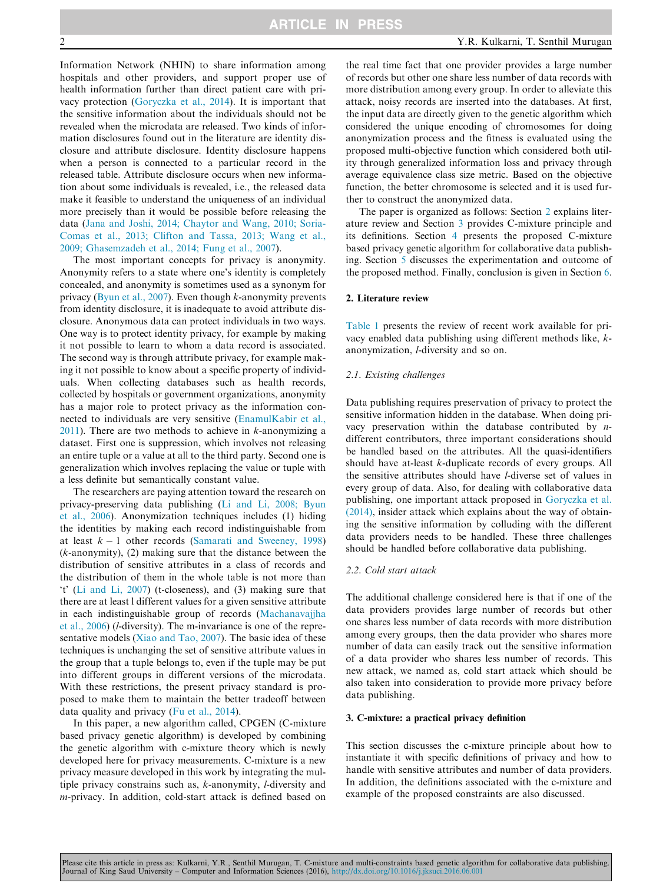Information Network (NHIN) to share information among hospitals and other providers, and support proper use of health information further than direct patient care with privacy protection (Goryczka et al., 2014). It is important that the sensitive information about the individuals should not be revealed when the microdata are released. Two kinds of information disclosures found out in the literature are identity disclosure and attribute disclosure. Identity disclosure happens when a person is connected to a particular record in the released table. Attribute disclosure occurs when new information about some individuals is revealed, i.e., the released data make it feasible to understand the uniqueness of an individual more precisely than it would be possible before releasing the data (Jana and Joshi, 2014; Chaytor and Wang, 2010; Soria-Comas et al., 2013; Clifton and Tassa, 2013; Wang et al., 2009; Ghasemzadeh et al., 2014; Fung et al., 2007).

The most important concepts for privacy is anonymity. Anonymity refers to a state where one's identity is completely concealed, and anonymity is sometimes used as a synonym for privacy (Byun et al., 2007). Even though $k$-anonymity prevents from identity disclosure, it is inadequate to avoid attribute disclosure. Anonymous data can protect individuals in two ways. One way is to protect identity privacy, for example by making it not possible to learn to whom a data record is associated. The second way is through attribute privacy, for example making it not possible to know about a specific property of individuals. When collecting databases such as health records, collected by hospitals or government organizations, anonymity has a major role to protect privacy as the information connected to individuals are very sensitive (EnamulKabir et al., 2011). There are two methods to achieve in $k$-anonymizing a dataset. First one is suppression, which involves not releasing an entire tuple or a value at all to the third party. Second one is generalization which involves replacing the value or tuple with a less definite but semantically constant value.

The researchers are paying attention toward the research on privacy-preserving data publishing (Li and Li, 2008; Byun et al., 2006). Anonymization techniques includes (1) hiding the identities by making each record indistinguishable from at least $k-1$ other records (Samarati and Sweeney, 1998) ($k$-anonymity), (2) making sure that the distance between the distribution of sensitive attributes in a class of records and the distribution of them in the whole table is not more than '$t$' (Li and Li, 2007) (t-closeness), and (3) making sure that there are at least l different values for a given sensitive attribute in each indistinguishable group of records (Machanavajjha et al., 2006) ($l$-diversity). The m-invariance is one of the representative models (Xiao and Tao, 2007). The basic idea of these techniques is unchanging the set of sensitive attribute values in the group that a tuple belongs to, even if the tuple may be put into different groups in different versions of the microdata. With these restrictions, the present privacy standard is proposed to make them to maintain the better tradeoff between data quality and privacy (Fu et al., 2014).

In this paper, a new algorithm called, CPGEN (C-mixture based privacy genetic algorithm) is developed by combining the genetic algorithm with c-mixture theory which is newly developed here for privacy measurements. C-mixture is a new privacy measure developed in this work by integrating the multiple privacy constrains such as, $k$-anonymity, $l$-diversity and $m$-privacy. In addition, cold-start attack is defined based on the real time fact that one provider provides a large number of records but other one share less number of data records with more distribution among every group. In order to alleviate this attack, noisy records are inserted into the databases. At first, the input data are directly given to the genetic algorithm which considered the unique encoding of chromosomes for doing anonymization process and the fitness is evaluated using the proposed multi-objective function which considered both utility through generalized information loss and privacy through average equivalence class size metric. Based on the objective function, the better chromosome is selected and it is used further to construct the anonymized data.

The paper is organized as follows: Section 2 explains literature review and Section 3 provides C-mixture principle and its definitions. Section 4 presents the proposed C-mixture based privacy genetic algorithm for collaborative data publishing. Section 5 discusses the experimentation and outcome of the proposed method. Finally, conclusion is given in Section 6.

## 2. Literature review

Table 1 presents the review of recent work available for privacy enabled data publishing using different methods like, $k$-anonymization, $l$-diversity and so on.

### 2.1. Existing challenges

Data publishing requires preservation of privacy to protect the sensitive information hidden in the database. When doing privacy preservation within the database contributed by $n$-different contributors, three important considerations should be handled based on the attributes. All the quasi-identifiers should have at-least $k$-duplicate records of every groups. All the sensitive attributes should have $l$-diverse set of values in every group of data. Also, for dealing with collaborative data publishing, one important attack proposed in Goryczka et al. (2014), insider attack which explains about the way of obtaining the sensitive information by colluding with the different data providers needs to be handled. These three challenges should be handled before collaborative data publishing.

### 2.2. Cold start attack

The additional challenge considered here is that if one of the data providers provides large number of records but other one shares less number of data records with more distribution among every groups, then the data provider who shares more number of data can easily track out the sensitive information of a data provider who shares less number of records. This new attack, we named as, cold start attack which should be also taken into consideration to provide more privacy before data publishing.

## 3. C-mixture: a practical privacy definition

This section discusses the c-mixture principle about how to instantiate it with specific definitions of privacy and how to handle with sensitive attributes and number of data providers. In addition, the definitions associated with the c-mixture and example of the proposed constraints are also discussed.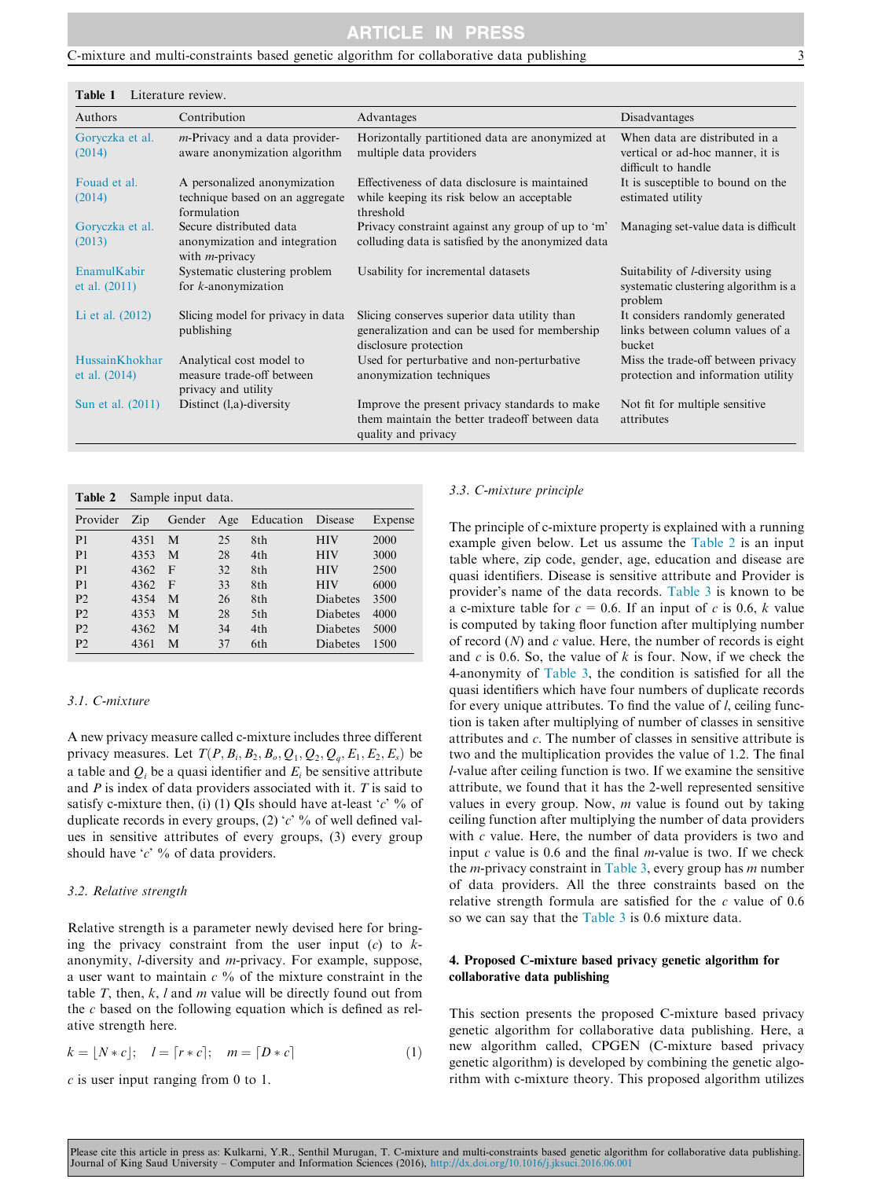**Table 1** Literature review.

| Authors | Contribution | Advantages | Disadvantages |
|---|---|---|---|
| Goryczka et al. (2014) | *m*-Privacy and a data provider-aware anonymization algorithm | Horizontally partitioned data are anonymized at multiple data providers | When data are distributed in a vertical or ad-hoc manner, it is difficult to handle |
| Fouad et al. (2014) | A personalized anonymization technique based on an aggregate formulation | Effectiveness of data disclosure is maintained while keeping its risk below an acceptable threshold | It is susceptible to bound on the estimated utility |
| Goryczka et al. (2013) | Secure distributed data anonymization and integration with *m*-privacy | Privacy constraint against any group of up to 'm' colluding data is satisfied by the anonymized data | Managing set-value data is difficult |
| EnamulKabir et al. (2011) | Systematic clustering problem for *k*-anonymization | Usability for incremental datasets | Suitability of *l*-diversity using systematic clustering algorithm is a problem |
| Li et al. (2012) | Slicing model for privacy in data publishing | Slicing conserves superior data utility than generalization and can be used for membership disclosure protection | It considers randomly generated links between column values of a bucket |
| HussainKhokhar et al. (2014) | Analytical cost model to measure trade-off between privacy and utility | Used for perturbative and non-perturbative anonymization techniques | Miss the trade-off between privacy protection and information utility |
| Sun et al. (2011) | Distinct (l,a)-diversity | Improve the present privacy standards to make them maintain the better tradeoff between data quality and privacy | Not fit for multiple sensitive attributes |

**Table 2** Sample input data.

| Provider | Zip | Gender | Age | Education | Disease | Expense |
|---|---|---|---|---|---|---|
| P1 | 4351 | M | 25 | 8th | HIV | 2000 |
| P1 | 4353 | M | 28 | 4th | HIV | 3000 |
| P1 | 4362 | F | 32 | 8th | HIV | 2500 |
| P1 | 4362 | F | 33 | 8th | HIV | 6000 |
| P2 | 4354 | M | 26 | 8th | Diabetes | 3500 |
| P2 | 4353 | M | 28 | 5th | Diabetes | 4000 |
| P2 | 4362 | M | 34 | 4th | Diabetes | 5000 |
| P2 | 4361 | M | 37 | 6th | Diabetes | 1500 |

### 3.1. C-mixture

A new privacy measure called c-mixture includes three different privacy measures. Let $T(P, B_i, B_2, B_o, Q_1, Q_2, Q_q, E_1, E_2, E_s)$ be a table and $Q_i$ be a quasi identifier and $E_i$ be sensitive attribute and $P$ is index of data providers associated with it. $T$ is said to satisfy c-mixture then, (i) (1) QIs should have at-least '*c*' % of duplicate records in every groups, (2) '*c*' % of well defined values in sensitive attributes of every groups, (3) every group should have '*c*' % of data providers.

### 3.2. Relative strength

Relative strength is a parameter newly devised here for bringing the privacy constraint from the user input ($c$) to $k$-anonymity, $l$-diversity and $m$-privacy. For example, suppose, a user want to maintain $c$ % of the mixture constraint in the table $T$, then, $k$, $l$ and $m$ value will be directly found out from the $c$ based on the following equation which is defined as relative strength here.

$$k = \lfloor N * c \rfloor; \quad l = \lceil r * c \rceil; \quad m = \lceil D * c \rceil \tag{1}$$

$c$ is user input ranging from 0 to 1.

### 3.3. C-mixture principle

The principle of c-mixture property is explained with a running example given below. Let us assume the Table 2 is an input table where, zip code, gender, age, education and disease are quasi identifiers. Disease is sensitive attribute and Provider is provider's name of the data records. Table 3 is known to be a c-mixture table for $c = 0.6$. If an input of $c$ is 0.6, $k$ value is computed by taking floor function after multiplying number of record ($N$) and $c$ value. Here, the number of records is eight and $c$ is 0.6. So, the value of $k$ is four. Now, if we check the 4-anonymity of Table 3, the condition is satisfied for all the quasi identifiers which have four numbers of duplicate records for every unique attributes. To find the value of $l$, ceiling function is taken after multiplying of number of classes in sensitive attributes and $c$. The number of classes in sensitive attribute is two and the multiplication provides the value of 1.2. The final $l$-value after ceiling function is two. If we examine the sensitive attribute, we found that it has the 2-well represented sensitive values in every group. Now, $m$ value is found out by taking ceiling function after multiplying the number of data providers with $c$ value. Here, the number of data providers is two and input $c$ value is 0.6 and the final $m$-value is two. If we check the $m$-privacy constraint in Table 3, every group has $m$ number of data providers. All the three constraints based on the relative strength formula are satisfied for the $c$ value of 0.6 so we can say that the Table 3 is 0.6 mixture data.

## 4. Proposed C-mixture based privacy genetic algorithm for collaborative data publishing

This section presents the proposed C-mixture based privacy genetic algorithm for collaborative data publishing. Here, a new algorithm called, CPGEN (C-mixture based privacy genetic algorithm) is developed by combining the genetic algorithm with c-mixture theory. This proposed algorithm utilizes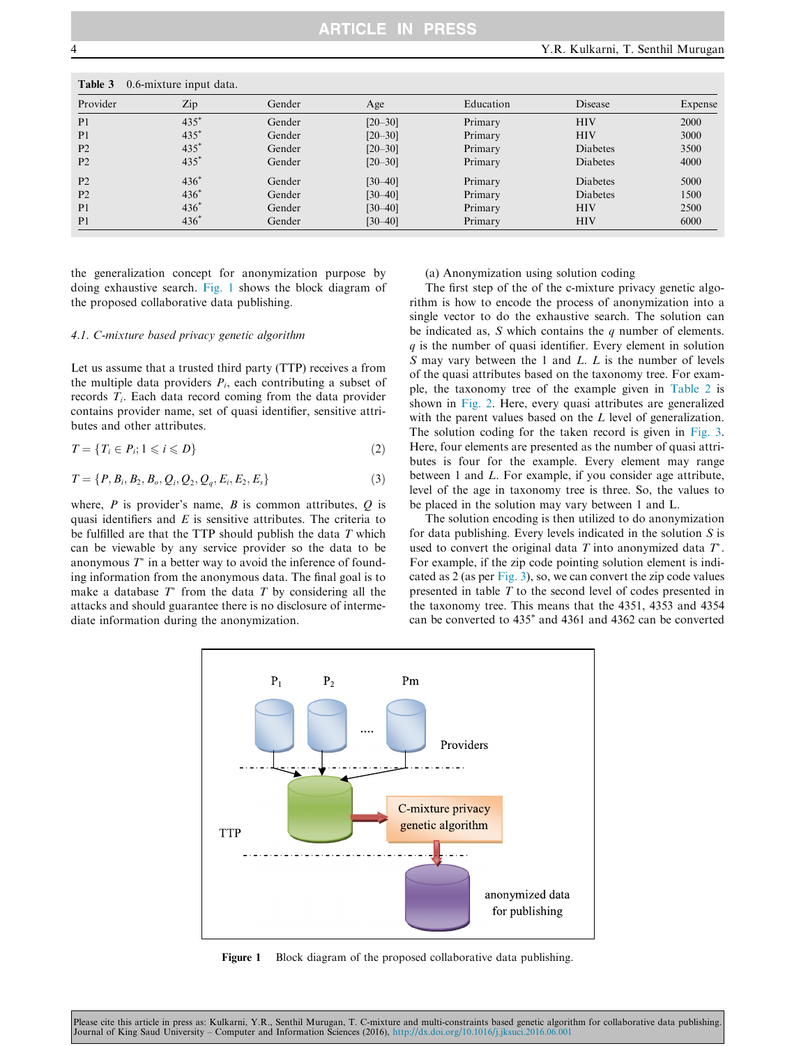**Table 3** 0.6-mixture input data.

| Provider | Zip | Gender | Age | Education | Disease | Expense |
|---|---|---|---|---|---|---|
| P1 | 435* | Gender | [20–30] | Primary | HIV | 2000 |
| P1 | 435* | Gender | [20–30] | Primary | HIV | 3000 |
| P2 | 435* | Gender | [20–30] | Primary | Diabetes | 3500 |
| P2 | 435* | Gender | [20–30] | Primary | Diabetes | 4000 |
| P2 | 436* | Gender | [30–40] | Primary | Diabetes | 5000 |
| P2 | 436* | Gender | [30–40] | Primary | Diabetes | 1500 |
| P1 | 436* | Gender | [30–40] | Primary | HIV | 2500 |
| P1 | 436* | Gender | [30–40] | Primary | HIV | 6000 |

the generalization concept for anonymization purpose by doing exhaustive search. Fig. 1 shows the block diagram of the proposed collaborative data publishing.

### 4.1. C-mixture based privacy genetic algorithm

Let us assume that a trusted third party (TTP) receives a from the multiple data providers $P_i$, each contributing a subset of records $T_i$. Each data record coming from the data provider contains provider name, set of quasi identifier, sensitive attributes and other attributes.

$$T = \{T_i \in P_i; 1 \leqslant i \leqslant D\} \tag{2}$$

$$T = \{P, B_i, B_2, B_o, Q_i, Q_2, Q_q, E_i, E_2, E_s\} \tag{3}$$

where, $P$ is provider's name, $B$ is common attributes, $Q$ is quasi identifiers and $E$ is sensitive attributes. The criteria to be fulfilled are that the TTP should publish the data $T$ which can be viewable by any service provider so the data to be anonymous $T^*$ in a better way to avoid the inference of founding information from the anonymous data. The final goal is to make a database $T^*$ from the data $T$ by considering all the attacks and should guarantee there is no disclosure of intermediate information during the anonymization.

(a) Anonymization using solution coding

The first step of the of the c-mixture privacy genetic algorithm is how to encode the process of anonymization into a single vector to do the exhaustive search. The solution can be indicated as, $S$ which contains the $q$ number of elements. $q$ is the number of quasi identifier. Every element in solution $S$ may vary between the 1 and $L$. $L$ is the number of levels of the quasi attributes based on the taxonomy tree. For example, the taxonomy tree of the example given in Table 2 is shown in Fig. 2. Here, every quasi attributes are generalized with the parent values based on the $L$ level of generalization. The solution coding for the taken record is given in Fig. 3. Here, four elements are presented as the number of quasi attributes is four for the example. Every element may range between 1 and $L$. For example, if you consider age attribute, level of the age in taxonomy tree is three. So, the values to be placed in the solution may vary between 1 and L.

The solution encoding is then utilized to do anonymization for data publishing. Every levels indicated in the solution $S$ is used to convert the original data $T$ into anonymized data $T^*$. For example, if the zip code pointing solution element is indicated as 2 (as per Fig. 3), so, we can convert the zip code values presented in table $T$ to the second level of codes presented in the taxonomy tree. This means that the 4351, 4353 and 4354 can be converted to 435* and 4361 and 4362 can be converted

**Figure 1** Block diagram of the proposed collaborative data publishing.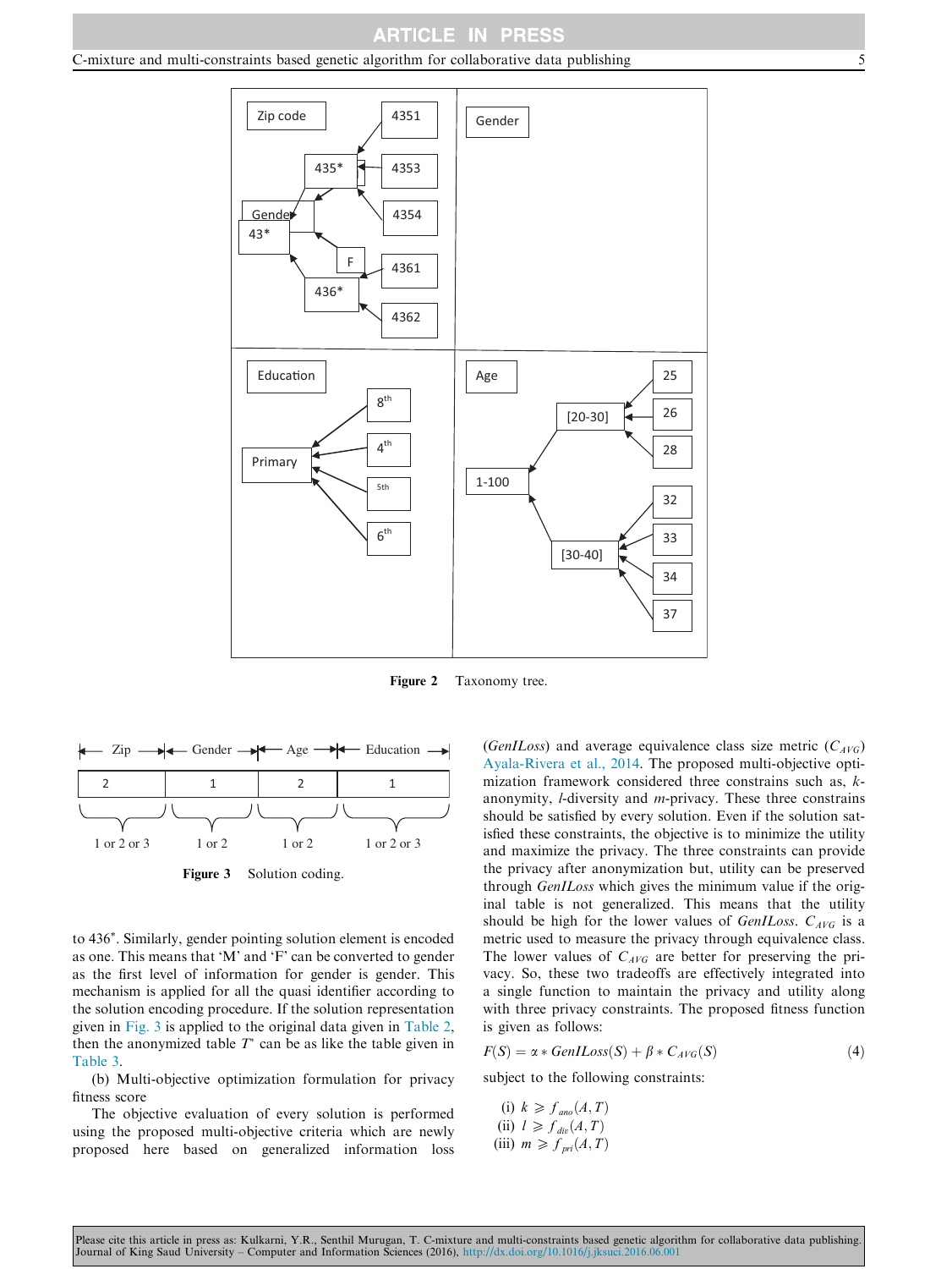Figure 2 Taxonomy tree.

| Zip | Gender | Age | Education |
|---|---|---|---|
| 2 | 1 | 2 | 1 |
| 1 or 2 or 3 | 1 or 2 | 1 or 2 | 1 or 2 or 3 |

Figure 3 Solution coding.

to 436*. Similarly, gender pointing solution element is encoded as one. This means that 'M' and 'F' can be converted to gender as the first level of information for gender is gender. This mechanism is applied for all the quasi identifier according to the solution encoding procedure. If the solution representation given in Fig. 3 is applied to the original data given in Table 2, then the anonymized table $T^{*}$ can be as like the table given in Table 3.

(b) Multi-objective optimization formulation for privacy fitness score

The objective evaluation of every solution is performed using the proposed multi-objective criteria which are newly proposed here based on generalized information loss (*GenILoss*) and average equivalence class size metric ($C_{AVG}$) Ayala-Rivera et al., 2014. The proposed multi-objective optimization framework considered three constrains such as, *k*-anonymity, *l*-diversity and *m*-privacy. These three constrains should be satisfied by every solution. Even if the solution satisfied these constraints, the objective is to minimize the utility and maximize the privacy. The three constraints can provide the privacy after anonymization but, utility can be preserved through *GenILoss* which gives the minimum value if the original table is not generalized. This means that the utility should be high for the lower values of *GenILoss*. $C_{AVG}$ is a metric used to measure the privacy through equivalence class. The lower values of $C_{AVG}$ are better for preserving the privacy. So, these two tradeoffs are effectively integrated into a single function to maintain the privacy and utility along with three privacy constraints. The proposed fitness function is given as follows:

$$F(S) = \alpha * GenILoss(S) + \beta * C_{AVG}(S) \tag{4}$$

subject to the following constraints:

(i) $k \geqslant f_{ano}(A, T)$
(ii) $l \geqslant f_{div}(A, T)$
(iii) $m \geqslant f_{pri}(A, T)$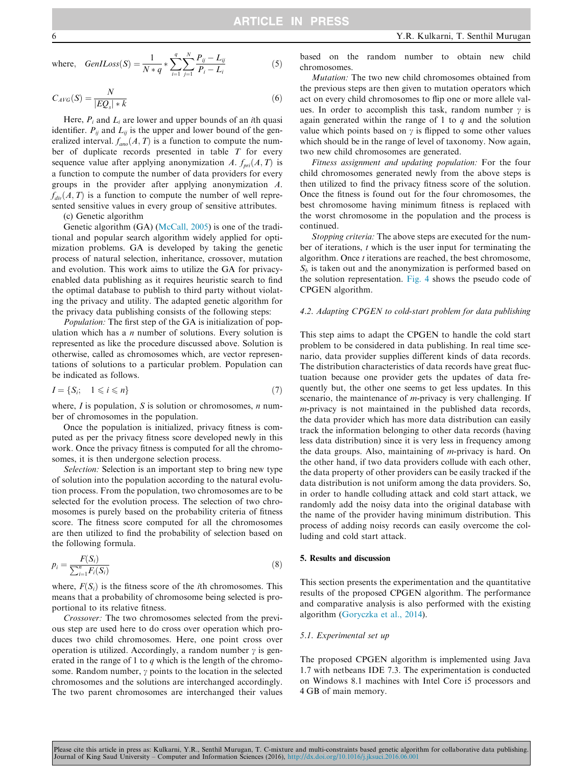$$\text{where,}\quad GenILoss(S) = \frac{1}{N * q} * \sum_{i=1}^{q} \sum_{j=1}^{N} \frac{P_{ij} - L_{ij}}{P_i - L_i} \tag{5}$$

$$C_{AVG}(S) = \frac{N}{|EQ_s| * k} \tag{6}$$

Here, $P_i$ and $L_i$ are lower and upper bounds of an $i$th quasi identifier. $P_{ij}$ and $L_{ij}$ is the upper and lower bound of the generalized interval. $f_{ano}(A, T)$ is a function to compute the number of duplicate records presented in table $T$ for every sequence value after applying anonymization $A$. $f_{pri}(A, T)$ is a function to compute the number of data providers for every groups in the provider after applying anonymization $A$. $f_{div}(A, T)$ is a function to compute the number of well represented sensitive values in every group of sensitive attributes.

(c) Genetic algorithm

Genetic algorithm (GA) (McCall, 2005) is one of the traditional and popular search algorithm widely applied for optimization problems. GA is developed by taking the genetic process of natural selection, inheritance, crossover, mutation and evolution. This work aims to utilize the GA for privacy-enabled data publishing as it requires heuristic search to find the optimal database to publish to third party without violating the privacy and utility. The adapted genetic algorithm for the privacy data publishing consists of the following steps:

*Population:* The first step of the GA is initialization of population which has a $n$ number of solutions. Every solution is represented as like the procedure discussed above. Solution is otherwise, called as chromosomes which, are vector representations of solutions to a particular problem. Population can be indicated as follows.

$$I = \{S_i; \quad 1 \leqslant i \leqslant n\} \tag{7}$$

where, $I$ is population, $S$ is solution or chromosomes, $n$ number of chromosomes in the population.

Once the population is initialized, privacy fitness is computed as per the privacy fitness score developed newly in this work. Once the privacy fitness is computed for all the chromosomes, it is then undergone selection process.

*Selection:* Selection is an important step to bring new type of solution into the population according to the natural evolution process. From the population, two chromosomes are to be selected for the evolution process. The selection of two chromosomes is purely based on the probability criteria of fitness score. The fitness score computed for all the chromosomes are then utilized to find the probability of selection based on the following formula.

$$p_i = \frac{F(S_i)}{\sum_{i=1}^{n} F_i(S_i)} \tag{8}$$

where, $F(S_i)$ is the fitness score of the $i$th chromosomes. This means that a probability of chromosome being selected is proportional to its relative fitness.

*Crossover:* The two chromosomes selected from the previous step are used here to do cross over operation which produces two child chromosomes. Here, one point cross over operation is utilized. Accordingly, a random number $\gamma$ is generated in the range of 1 to $q$ which is the length of the chromosome. Random number, $\gamma$ points to the location in the selected chromosomes and the solutions are interchanged accordingly. The two parent chromosomes are interchanged their values based on the random number to obtain new child chromosomes.

*Mutation:* The two new child chromosomes obtained from the previous steps are then given to mutation operators which act on every child chromosomes to flip one or more allele values. In order to accomplish this task, random number $\gamma$ is again generated within the range of 1 to $q$ and the solution value which points based on $\gamma$ is flipped to some other values which should be in the range of level of taxonomy. Now again, two new child chromosomes are generated.

*Fitness assignment and updating population:* For the four child chromosomes generated newly from the above steps is then utilized to find the privacy fitness score of the solution. Once the fitness is found out for the four chromosomes, the best chromosome having minimum fitness is replaced with the worst chromosome in the population and the process is continued.

*Stopping criteria:* The above steps are executed for the number of iterations, $t$ which is the user input for terminating the algorithm. Once $t$ iterations are reached, the best chromosome, $S_b$ is taken out and the anonymization is performed based on the solution representation. Fig. 4 shows the pseudo code of CPGEN algorithm.

### 4.2. Adapting CPGEN to cold-start problem for data publishing

This step aims to adapt the CPGEN to handle the cold start problem to be considered in data publishing. In real time scenario, data provider supplies different kinds of data records. The distribution characteristics of data records have great fluctuation because one provider gets the updates of data frequently but, the other one seems to get less updates. In this scenario, the maintenance of $m$-privacy is very challenging. If $m$-privacy is not maintained in the published data records, the data provider which has more data distribution can easily track the information belonging to other data records (having less data distribution) since it is very less in frequency among the data groups. Also, maintaining of $m$-privacy is hard. On the other hand, if two data providers collude with each other, the data property of other providers can be easily tracked if the data distribution is not uniform among the data providers. So, in order to handle colluding attack and cold start attack, we randomly add the noisy data into the original database with the name of the provider having minimum distribution. This process of adding noisy records can easily overcome the colluding and cold start attack.

## 5. Results and discussion

This section presents the experimentation and the quantitative results of the proposed CPGEN algorithm. The performance and comparative analysis is also performed with the existing algorithm (Goryczka et al., 2014).

### 5.1. Experimental set up

The proposed CPGEN algorithm is implemented using Java 1.7 with netbeans IDE 7.3. The experimentation is conducted on Windows 8.1 machines with Intel Core i5 processors and 4 GB of main memory.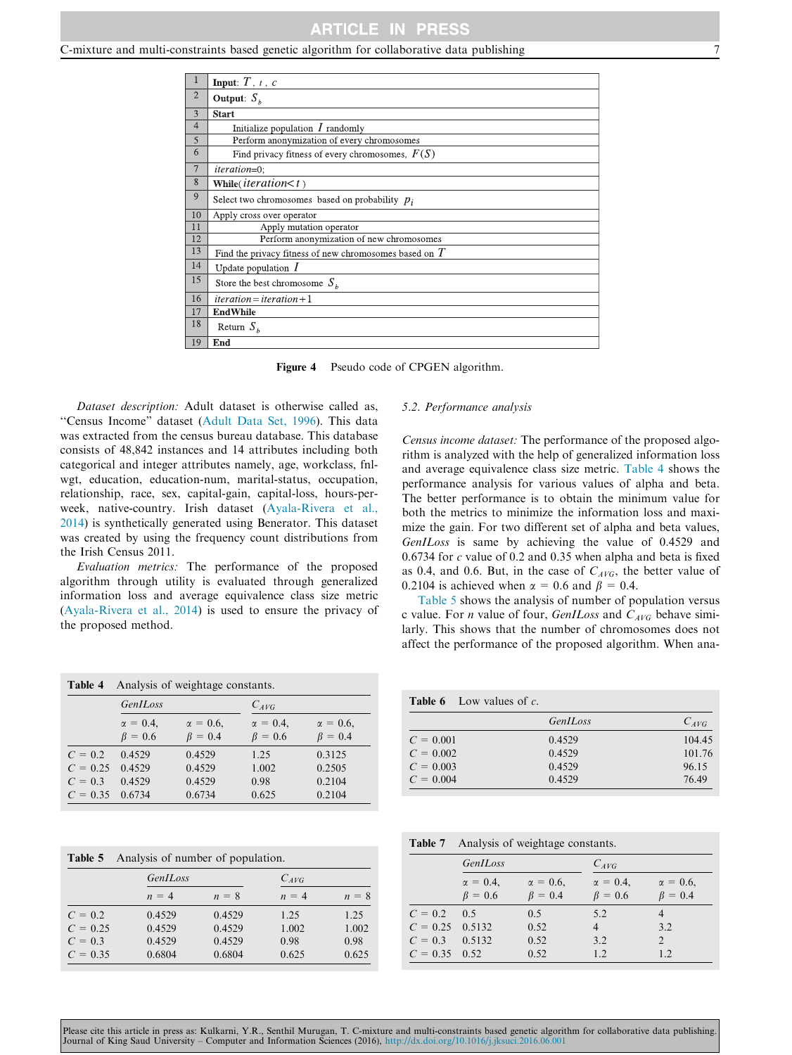| | |
|---|---|
| 1 | **Input**: $T$ , $t$ , $c$ |
| 2 | **Output**: $S_b$ |
| 3 | **Start** |
| 4 | Initialize population $I$ randomly |
| 5 | Perform anonymization of every chromosomes |
| 6 | Find privacy fitness of every chromosomes, $F(S)$ |
| 7 | *iteration*=0; |
| 8 | **While**( $iteration < t$ ) |
| 9 | Select two chromosomes based on probability $p_i$ |
| 10 | Apply cross over operator |
| 11 | Apply mutation operator |
| 12 | Perform anonymization of new chromosomes |
| 13 | Find the privacy fitness of new chromosomes based on $T$ |
| 14 | Update population $I$ |
| 15 | Store the best chromosome $S_b$ |
| 16 | $iteration = iteration + 1$ |
| 17 | **EndWhile** |
| 18 | Return $S_b$ |
| 19 | **End** |

**Figure 4** Pseudo code of CPGEN algorithm.

*Dataset description:* Adult dataset is otherwise called as, "Census Income" dataset (Adult Data Set, 1996). This data was extracted from the census bureau database. This database consists of 48,842 instances and 14 attributes including both categorical and integer attributes namely, age, workclass, fnlwgt, education, education-num, marital-status, occupation, relationship, race, sex, capital-gain, capital-loss, hours-per-week, native-country. Irish dataset (Ayala-Rivera et al., 2014) is synthetically generated using Benerator. This dataset was created by using the frequency count distributions from the Irish Census 2011.

*Evaluation metrics:* The performance of the proposed algorithm through utility is evaluated through generalized information loss and average equivalence class size metric (Ayala-Rivera et al., 2014) is used to ensure the privacy of the proposed method.

### 5.2. Performance analysis

*Census income dataset:* The performance of the proposed algorithm is analyzed with the help of generalized information loss and average equivalence class size metric. Table 4 shows the performance analysis for various values of alpha and beta. The better performance is to obtain the minimum value for both the metrics to minimize the information loss and maximize the gain. For two different set of alpha and beta values, *GenILoss* is same by achieving the value of 0.4529 and 0.6734 for $c$ value of 0.2 and 0.35 when alpha and beta is fixed as 0.4, and 0.6. But, in the case of $C_{AVG}$, the better value of 0.2104 is achieved when $\alpha = 0.6$ and $\beta = 0.4$.

Table 5 shows the analysis of number of population versus c value. For $n$ value of four, *GenILoss* and $C_{AVG}$ behave similarly. This shows that the number of chromosomes does not affect the performance of the proposed algorithm. When ana-

**Table 4** Analysis of weightage constants.

| | *GenILoss* | | $C_{AVG}$ | |
|---|---|---|---|---|
| | $\alpha = 0.4$, $\beta = 0.6$ | $\alpha = 0.6$, $\beta = 0.4$ | $\alpha = 0.4$, $\beta = 0.6$ | $\alpha = 0.6$, $\beta = 0.4$ |
| $C = 0.2$ | 0.4529 | 0.4529 | 1.25 | 0.3125 |
| $C = 0.25$ | 0.4529 | 0.4529 | 1.002 | 0.2505 |
| $C = 0.3$ | 0.4529 | 0.4529 | 0.98 | 0.2104 |
| $C = 0.35$ | 0.6734 | 0.6734 | 0.625 | 0.2104 |

**Table 5** Analysis of number of population.

| | *GenILoss* | | $C_{AVG}$ | |
|---|---|---|---|---|
| | $n = 4$ | $n = 8$ | $n = 4$ | $n = 8$ |
| $C = 0.2$ | 0.4529 | 0.4529 | 1.25 | 1.25 |
| $C = 0.25$ | 0.4529 | 0.4529 | 1.002 | 1.002 |
| $C = 0.3$ | 0.4529 | 0.4529 | 0.98 | 0.98 |
| $C = 0.35$ | 0.6804 | 0.6804 | 0.625 | 0.625 |

**Table 6** Low values of $c$.

| | *GenILoss* | $C_{AVG}$ |
|---|---|---|
| $C = 0.001$ | 0.4529 | 104.45 |
| $C = 0.002$ | 0.4529 | 101.76 |
| $C = 0.003$ | 0.4529 | 96.15 |
| $C = 0.004$ | 0.4529 | 76.49 |

**Table 7** Analysis of weightage constants.

| | *GenILoss* | | $C_{AVG}$ | |
|---|---|---|---|---|
| | $\alpha = 0.4$, $\beta = 0.6$ | $\alpha = 0.6$, $\beta = 0.4$ | $\alpha = 0.4$, $\beta = 0.6$ | $\alpha = 0.6$, $\beta = 0.4$ |
| $C = 0.2$ | 0.5 | 0.5 | 5.2 | 4 |
| $C = 0.25$ | 0.5132 | 0.52 | 4 | 3.2 |
| $C = 0.3$ | 0.5132 | 0.52 | 3.2 | 2 |
| $C = 0.35$ | 0.52 | 0.52 | 1.2 | 1.2 |

Please cite this article in press as: Kulkarni, Y.R., Senthil Murugan, T. C-mixture and multi-constraints based genetic algorithm for collaborative data publishing. Journal of King Saud University – Computer and Information Sciences (2016), http://dx.doi.org/10.1016/j.jksuci.2016.06.001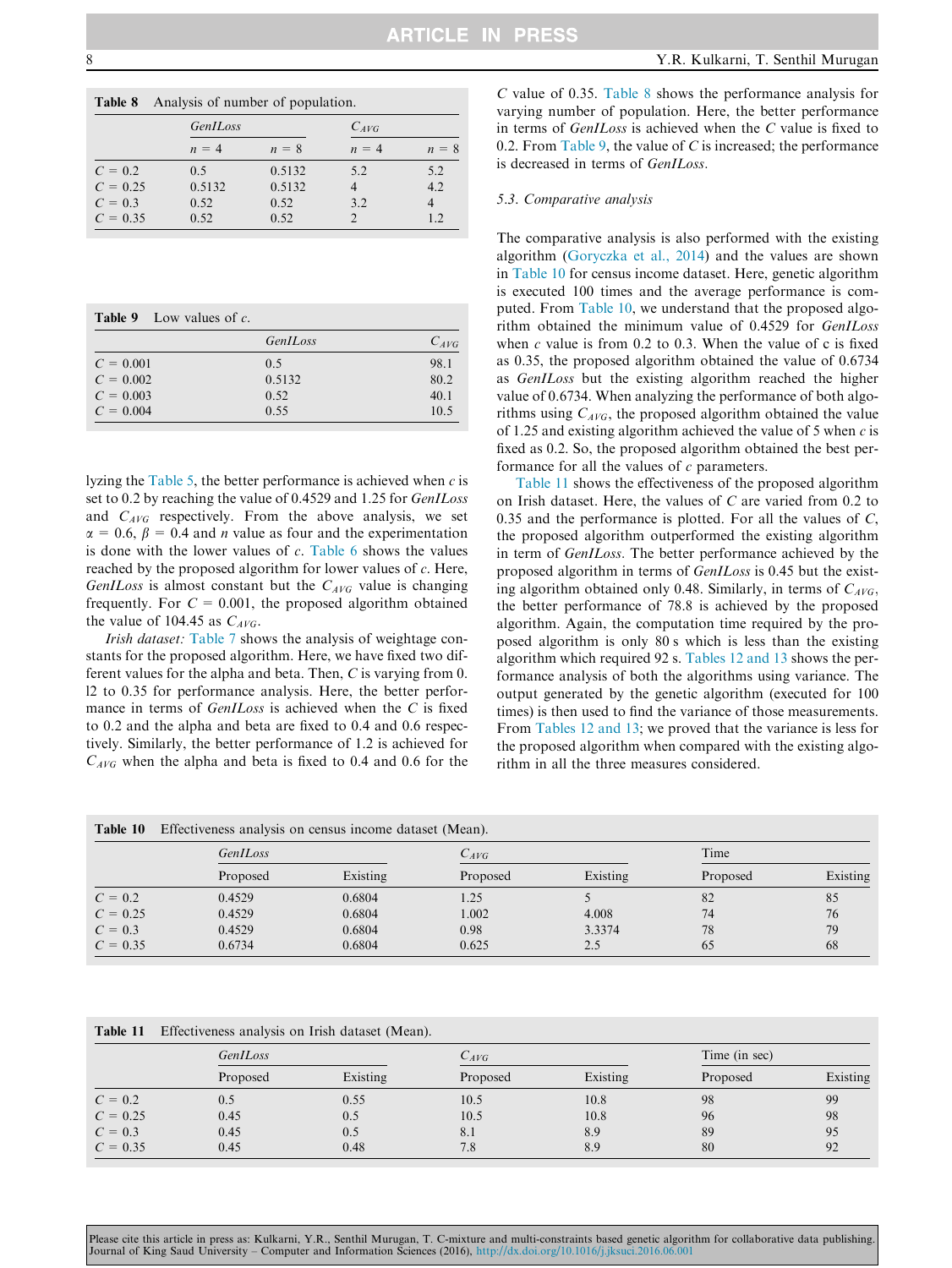**Table 8** Analysis of number of population.

| | *GenILoss* | | $C_{AVG}$ | |
|---|---|---|---|---|
| | $n = 4$ | $n = 8$ | $n = 4$ | $n = 8$ |
| $C = 0.2$ | 0.5 | 0.5132 | 5.2 | 5.2 |
| $C = 0.25$ | 0.5132 | 0.5132 | 4 | 4.2 |
| $C = 0.3$ | 0.52 | 0.52 | 3.2 | 4 |
| $C = 0.35$ | 0.52 | 0.52 | 2 | 1.2 |

**Table 9** Low values of $c$.

| | *GenILoss* | $C_{AVG}$ |
|---|---|---|
| $C = 0.001$ | 0.5 | 98.1 |
| $C = 0.002$ | 0.5132 | 80.2 |
| $C = 0.003$ | 0.52 | 40.1 |
| $C = 0.004$ | 0.55 | 10.5 |

lyzing the Table 5, the better performance is achieved when $c$ is set to 0.2 by reaching the value of 0.4529 and 1.25 for *GenILoss* and $C_{AVG}$ respectively. From the above analysis, we set $\alpha = 0.6$, $\beta = 0.4$ and $n$ value as four and the experimentation is done with the lower values of $c$. Table 6 shows the values reached by the proposed algorithm for lower values of $c$. Here, *GenILoss* is almost constant but the $C_{AVG}$ value is changing frequently. For $C = 0.001$, the proposed algorithm obtained the value of 104.45 as $C_{AVG}$.

*Irish dataset:* Table 7 shows the analysis of weightage constants for the proposed algorithm. Here, we have fixed two different values for the alpha and beta. Then, $C$ is varying from 0. l2 to 0.35 for performance analysis. Here, the better performance in terms of *GenILoss* is achieved when the $C$ is fixed to 0.2 and the alpha and beta are fixed to 0.4 and 0.6 respectively. Similarly, the better performance of 1.2 is achieved for $C_{AVG}$ when the alpha and beta is fixed to 0.4 and 0.6 for the $C$ value of 0.35. Table 8 shows the performance analysis for varying number of population. Here, the better performance in terms of *GenILoss* is achieved when the $C$ value is fixed to 0.2. From Table 9, the value of $C$ is increased; the performance is decreased in terms of *GenILoss*.

### 5.3. Comparative analysis

The comparative analysis is also performed with the existing algorithm (Goryczka et al., 2014) and the values are shown in Table 10 for census income dataset. Here, genetic algorithm is executed 100 times and the average performance is computed. From Table 10, we understand that the proposed algorithm obtained the minimum value of 0.4529 for *GenILoss* when $c$ value is from 0.2 to 0.3. When the value of c is fixed as 0.35, the proposed algorithm obtained the value of 0.6734 as *GenILoss* but the existing algorithm reached the higher value of 0.6734. When analyzing the performance of both algorithms using $C_{AVG}$, the proposed algorithm obtained the value of 1.25 and existing algorithm achieved the value of 5 when $c$ is fixed as 0.2. So, the proposed algorithm obtained the best performance for all the values of $c$ parameters.

Table 11 shows the effectiveness of the proposed algorithm on Irish dataset. Here, the values of $C$ are varied from 0.2 to 0.35 and the performance is plotted. For all the values of $C$, the proposed algorithm outperformed the existing algorithm in term of *GenILoss*. The better performance achieved by the proposed algorithm in terms of *GenILoss* is 0.45 but the existing algorithm obtained only 0.48. Similarly, in terms of $C_{AVG}$, the better performance of 78.8 is achieved by the proposed algorithm. Again, the computation time required by the proposed algorithm is only 80 s which is less than the existing algorithm which required 92 s. Tables 12 and 13 shows the performance analysis of both the algorithms using variance. The output generated by the genetic algorithm (executed for 100 times) is then used to find the variance of those measurements. From Tables 12 and 13; we proved that the variance is less for the proposed algorithm when compared with the existing algorithm in all the three measures considered.

**Table 10** Effectiveness analysis on census income dataset (Mean).

| | *GenILoss* | | $C_{AVG}$ | | Time | |
|---|---|---|---|---|---|---|
| | Proposed | Existing | Proposed | Existing | Proposed | Existing |
| $C = 0.2$ | 0.4529 | 0.6804 | 1.25 | 5 | 82 | 85 |
| $C = 0.25$ | 0.4529 | 0.6804 | 1.002 | 4.008 | 74 | 76 |
| $C = 0.3$ | 0.4529 | 0.6804 | 0.98 | 3.3374 | 78 | 79 |
| $C = 0.35$ | 0.6734 | 0.6804 | 0.625 | 2.5 | 65 | 68 |

**Table 11** Effectiveness analysis on Irish dataset (Mean).

| | *GenILoss* | | $C_{AVG}$ | | Time (in sec) | |
|---|---|---|---|---|---|---|
| | Proposed | Existing | Proposed | Existing | Proposed | Existing |
| $C = 0.2$ | 0.5 | 0.55 | 10.5 | 10.8 | 98 | 99 |
| $C = 0.25$ | 0.45 | 0.5 | 10.5 | 10.8 | 96 | 98 |
| $C = 0.3$ | 0.45 | 0.5 | 8.1 | 8.9 | 89 | 95 |
| $C = 0.35$ | 0.45 | 0.48 | 7.8 | 8.9 | 80 | 92 |

Please cite this article in press as: Kulkarni, Y.R., Senthil Murugan, T. C-mixture and multi-constraints based genetic algorithm for collaborative data publishing. Journal of King Saud University – Computer and Information Sciences (2016), http://dx.doi.org/10.1016/j.jksuci.2016.06.001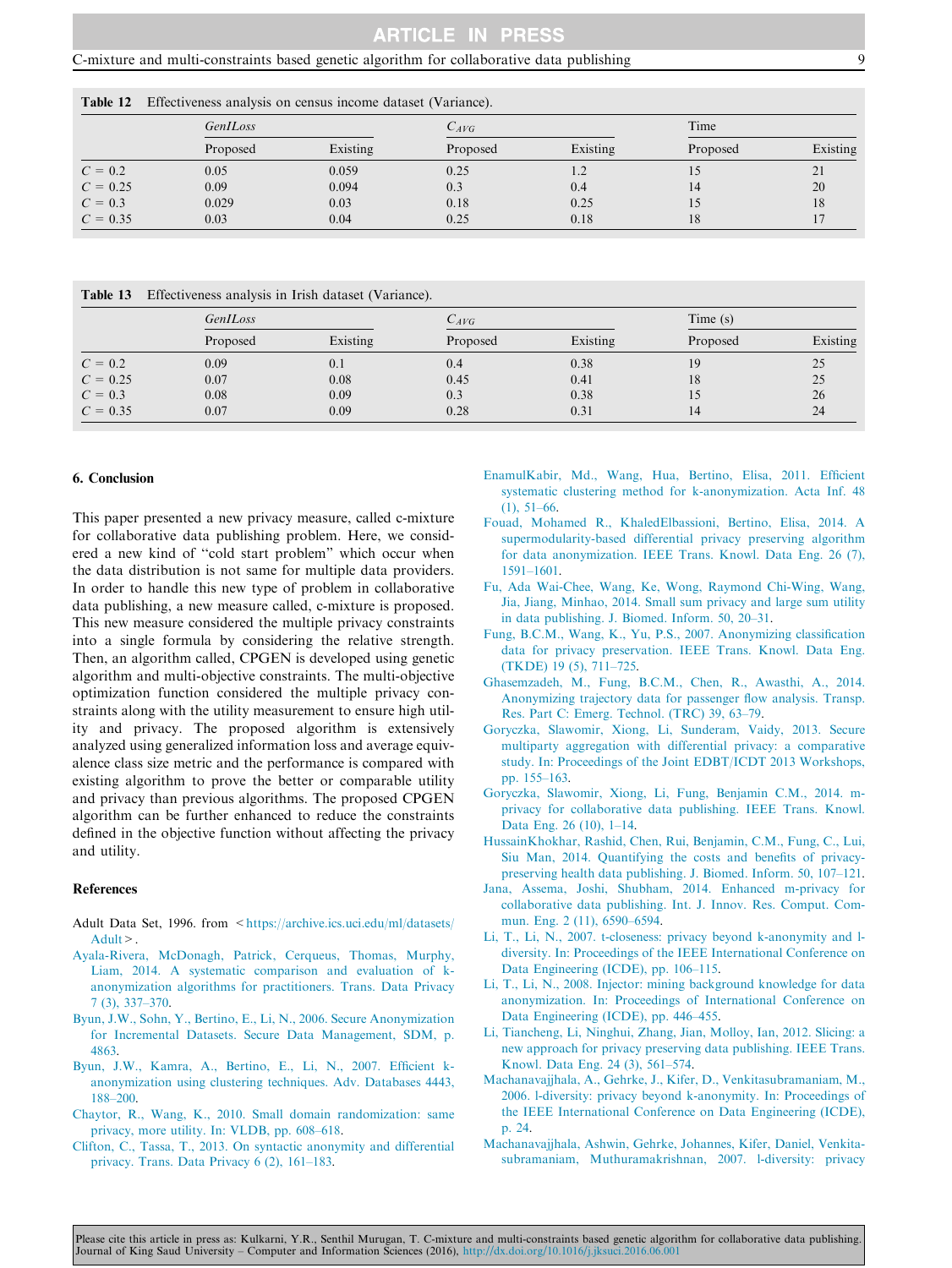**Table 12** Effectiveness analysis on census income dataset (Variance).

| | *GenILoss* | | $C_{AVG}$ | | Time | |
|---|---|---|---|---|---|---|
| | Proposed | Existing | Proposed | Existing | Proposed | Existing |
| $C = 0.2$ | 0.05 | 0.059 | 0.25 | 1.2 | 15 | 21 |
| $C = 0.25$ | 0.09 | 0.094 | 0.3 | 0.4 | 14 | 20 |
| $C = 0.3$ | 0.029 | 0.03 | 0.18 | 0.25 | 15 | 18 |
| $C = 0.35$ | 0.03 | 0.04 | 0.25 | 0.18 | 18 | 17 |

**Table 13** Effectiveness analysis in Irish dataset (Variance).

| | *GenILoss* | | $C_{AVG}$ | | Time (s) | |
|---|---|---|---|---|---|---|
| | Proposed | Existing | Proposed | Existing | Proposed | Existing |
| $C = 0.2$ | 0.09 | 0.1 | 0.4 | 0.38 | 19 | 25 |
| $C = 0.25$ | 0.07 | 0.08 | 0.45 | 0.41 | 18 | 25 |
| $C = 0.3$ | 0.08 | 0.09 | 0.3 | 0.38 | 15 | 26 |
| $C = 0.35$ | 0.07 | 0.09 | 0.28 | 0.31 | 14 | 24 |

## 6. Conclusion

This paper presented a new privacy measure, called c-mixture for collaborative data publishing problem. Here, we considered a new kind of "cold start problem" which occur when the data distribution is not same for multiple data providers. In order to handle this new type of problem in collaborative data publishing, a new measure called, c-mixture is proposed. This new measure considered the multiple privacy constraints into a single formula by considering the relative strength. Then, an algorithm called, CPGEN is developed using genetic algorithm and multi-objective constraints. The multi-objective optimization function considered the multiple privacy constraints along with the utility measurement to ensure high utility and privacy. The proposed algorithm is extensively analyzed using generalized information loss and average equivalence class size metric and the performance is compared with existing algorithm to prove the better or comparable utility and privacy than previous algorithms. The proposed CPGEN algorithm can be further enhanced to reduce the constraints defined in the objective function without affecting the privacy and utility.

## References

Adult Data Set, 1996. from <https://archive.ics.uci.edu/ml/datasets/Adult>.

Ayala-Rivera, McDonagh, Patrick, Cerqueus, Thomas, Murphy, Liam, 2014. A systematic comparison and evaluation of k-anonymization algorithms for practitioners. Trans. Data Privacy 7 (3), 337–370.

Byun, J.W., Sohn, Y., Bertino, E., Li, N., 2006. Secure Anonymization for Incremental Datasets. Secure Data Management, SDM, p. 4863.

Byun, J.W., Kamra, A., Bertino, E., Li, N., 2007. Efficient k-anonymization using clustering techniques. Adv. Databases 4443, 188–200.

Chaytor, R., Wang, K., 2010. Small domain randomization: same privacy, more utility. In: VLDB, pp. 608–618.

Clifton, C., Tassa, T., 2013. On syntactic anonymity and differential privacy. Trans. Data Privacy 6 (2), 161–183.

EnamulKabir, Md., Wang, Hua, Bertino, Elisa, 2011. Efficient systematic clustering method for k-anonymization. Acta Inf. 48 (1), 51–66.

Fouad, Mohamed R., KhaledElbassioni, Bertino, Elisa, 2014. A supermodularity-based differential privacy preserving algorithm for data anonymization. IEEE Trans. Knowl. Data Eng. 26 (7), 1591–1601.

Fu, Ada Wai-Chee, Wang, Ke, Wong, Raymond Chi-Wing, Wang, Jia, Jiang, Minhao, 2014. Small sum privacy and large sum utility in data publishing. J. Biomed. Inform. 50, 20–31.

Fung, B.C.M., Wang, K., Yu, P.S., 2007. Anonymizing classification data for privacy preservation. IEEE Trans. Knowl. Data Eng. (TKDE) 19 (5), 711–725.

Ghasemzadeh, M., Fung, B.C.M., Chen, R., Awasthi, A., 2014. Anonymizing trajectory data for passenger flow analysis. Transp. Res. Part C: Emerg. Technol. (TRC) 39, 63–79.

Goryczka, Slawomir, Xiong, Li, Sunderam, Vaidy, 2013. Secure multiparty aggregation with differential privacy: a comparative study. In: Proceedings of the Joint EDBT/ICDT 2013 Workshops, pp. 155–163.

Goryczka, Slawomir, Xiong, Li, Fung, Benjamin C.M., 2014. m-privacy for collaborative data publishing. IEEE Trans. Knowl. Data Eng. 26 (10), 1–14.

HussainKhokhar, Rashid, Chen, Rui, Benjamin, C.M., Fung, C., Lui, Siu Man, 2014. Quantifying the costs and benefits of privacy-preserving health data publishing. J. Biomed. Inform. 50, 107–121.

Jana, Assema, Joshi, Shubham, 2014. Enhanced m-privacy for collaborative data publishing. Int. J. Innov. Res. Comput. Commun. Eng. 2 (11), 6590–6594.

Li, T., Li, N., 2007. t-closeness: privacy beyond k-anonymity and l-diversity. In: Proceedings of the IEEE International Conference on Data Engineering (ICDE), pp. 106–115.

Li, T., Li, N., 2008. Injector: mining background knowledge for data anonymization. In: Proceedings of International Conference on Data Engineering (ICDE), pp. 446–455.

Li, Tiancheng, Li, Ninghui, Zhang, Jian, Molloy, Ian, 2012. Slicing: a new approach for privacy preserving data publishing. IEEE Trans. Knowl. Data Eng. 24 (3), 561–574.

Machanavajjhala, A., Gehrke, J., Kifer, D., Venkitasubramaniam, M., 2006. l-diversity: privacy beyond k-anonymity. In: Proceedings of the IEEE International Conference on Data Engineering (ICDE), p. 24.

Machanavajjhala, Ashwin, Gehrke, Johannes, Kifer, Daniel, Venkitasubramaniam, Muthuramakrishnan, 2007. l-diversity: privacy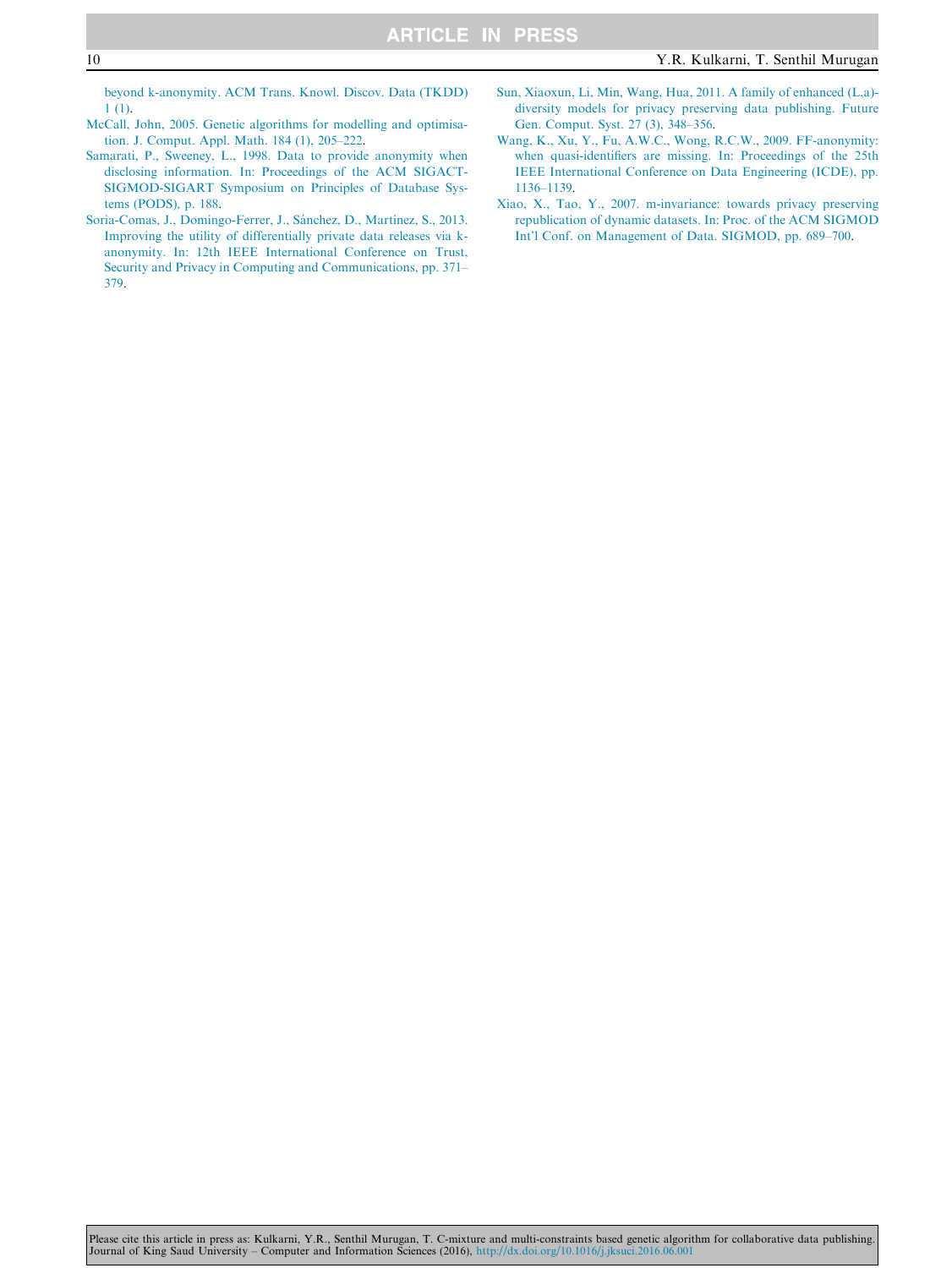beyond k-anonymity. ACM Trans. Knowl. Discov. Data (TKDD) 1 (1).

McCall, John, 2005. Genetic algorithms for modelling and optimisation. J. Comput. Appl. Math. 184 (1), 205–222.

Samarati, P., Sweeney, L., 1998. Data to provide anonymity when disclosing information. In: Proceedings of the ACM SIGACT-SIGMOD-SIGART Symposium on Principles of Database Systems (PODS), p. 188.

Soria-Comas, J., Domingo-Ferrer, J., Sánchez, D., Martínez, S., 2013. Improving the utility of differentially private data releases via k-anonymity. In: 12th IEEE International Conference on Trust, Security and Privacy in Computing and Communications, pp. 371–379.

Sun, Xiaoxun, Li, Min, Wang, Hua, 2011. A family of enhanced (L,a)-diversity models for privacy preserving data publishing. Future Gen. Comput. Syst. 27 (3), 348–356.

Wang, K., Xu, Y., Fu, A.W.C., Wong, R.C.W., 2009. FF-anonymity: when quasi-identifiers are missing. In: Proceedings of the 25th IEEE International Conference on Data Engineering (ICDE), pp. 1136–1139.

Xiao, X., Tao, Y., 2007. m-invariance: towards privacy preserving republication of dynamic datasets. In: Proc. of the ACM SIGMOD Int'l Conf. on Management of Data. SIGMOD, pp. 689–700.